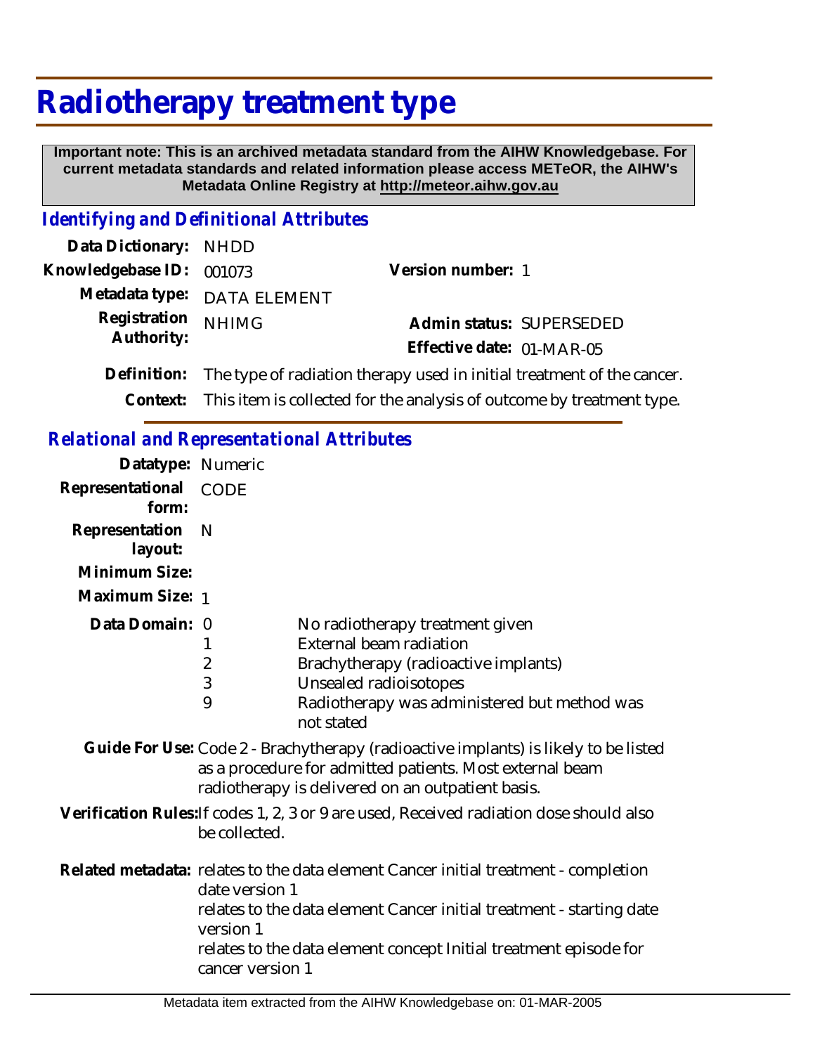# Radiotherapy treatment type

**Important note: This is an archived metadata standard from the AIHW Knowledgebase. For current metadata standards and related information please access METeOR, the AIHW's Metadata Online Registry at http://meteor.aihw.gov.au**

## *Identifying and Definitional Attributes*

**Data Dictionary:** NHDD

**Knowledgebase ID:** 001073

**Version number:** 1

**Metadata type:** DATA ELEMENT

**Registration Authority:** NHIMG

**Admin status:** SUPERSEDED

**Effective date:** 01-MAR-05

**Definition:** The type of radiation therapy used in initial treatment of the cancer.

**Context:** This item is collected for the analysis of outcome by treatment type.

## *Relational and Representational Attributes*

**Datatype:** Numeric

**Representational form:** CODE

**Representation layout:** N

**Minimum Size:**

**Maximum Size:** 1

**Data Domain:**

| Code | Description |
|---|---|
| 0 | No radiotherapy treatment given |
| 1 | External beam radiation |
| 2 | Brachytherapy (radioactive implants) |
| 3 | Unsealed radioisotopes |
| 9 | Radiotherapy was administered but method was not stated |

**Guide For Use:** Code 2 - Brachytherapy (radioactive implants) is likely to be listed as a procedure for admitted patients. Most external beam radiotherapy is delivered on an outpatient basis.

**Verification Rules:** If codes 1, 2, 3 or 9 are used, Received radiation dose should also be collected.

**Related metadata:** relates to the data element Cancer initial treatment - completion date version 1
relates to the data element Cancer initial treatment - starting date version 1
relates to the data element concept Initial treatment episode for cancer version 1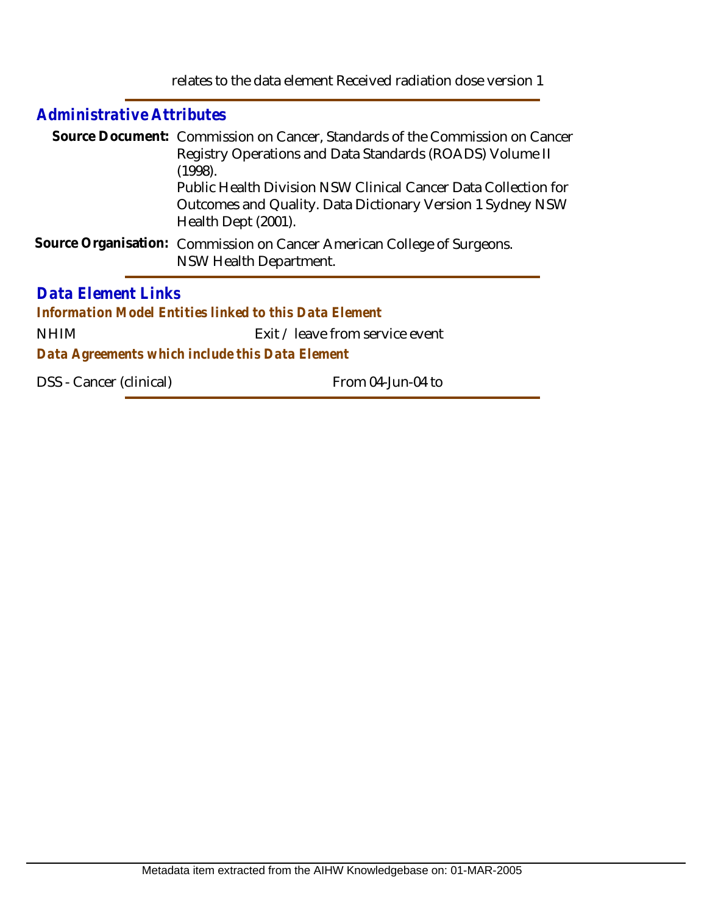relates to the data element Received radiation dose version 1

## Administrative Attributes

**Source Document:** Commission on Cancer, Standards of the Commission on Cancer Registry Operations and Data Standards (ROADS) Volume II (1998).
Public Health Division NSW Clinical Cancer Data Collection for Outcomes and Quality. Data Dictionary Version 1 Sydney NSW Health Dept (2001).

**Source Organisation:** Commission on Cancer American College of Surgeons.
NSW Health Department.

## Data Element Links

### Information Model Entities linked to this Data Element

| | |
|---|---|
| NHIM | Exit / leave from service event |

### Data Agreements which include this Data Element

| | |
|---|---|
| DSS - Cancer (clinical) | From 04-Jun-04 to |

Metadata item extracted from the AIHW Knowledgebase on: 01-MAR-2005